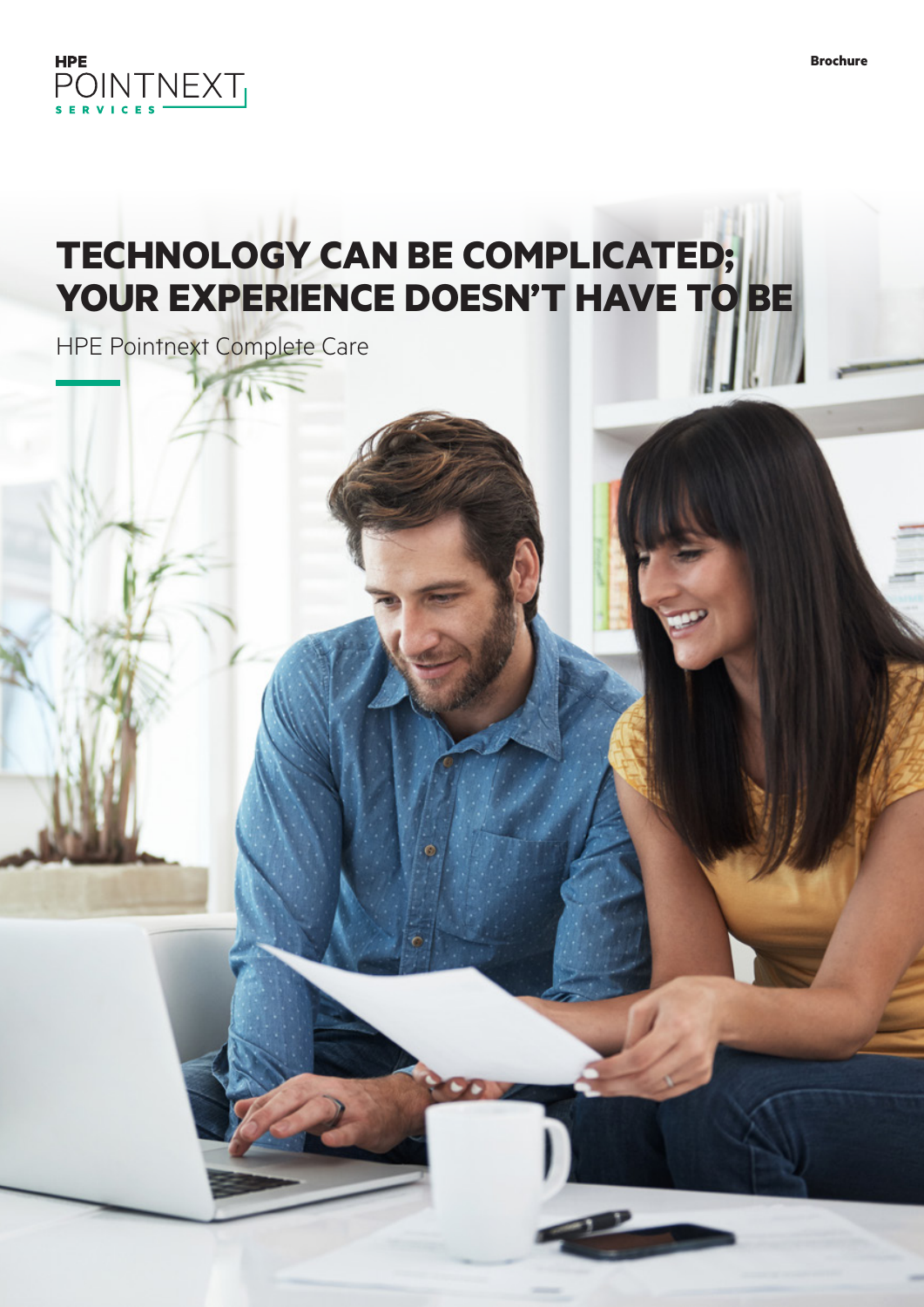HPE POINTNEXT SERVICES

Brochure

# TECHNOLOGY CAN BE COMPLICATED; YOUR EXPERIENCE DOESN'T HAVE TO BE

HPE Pointnext Complete Care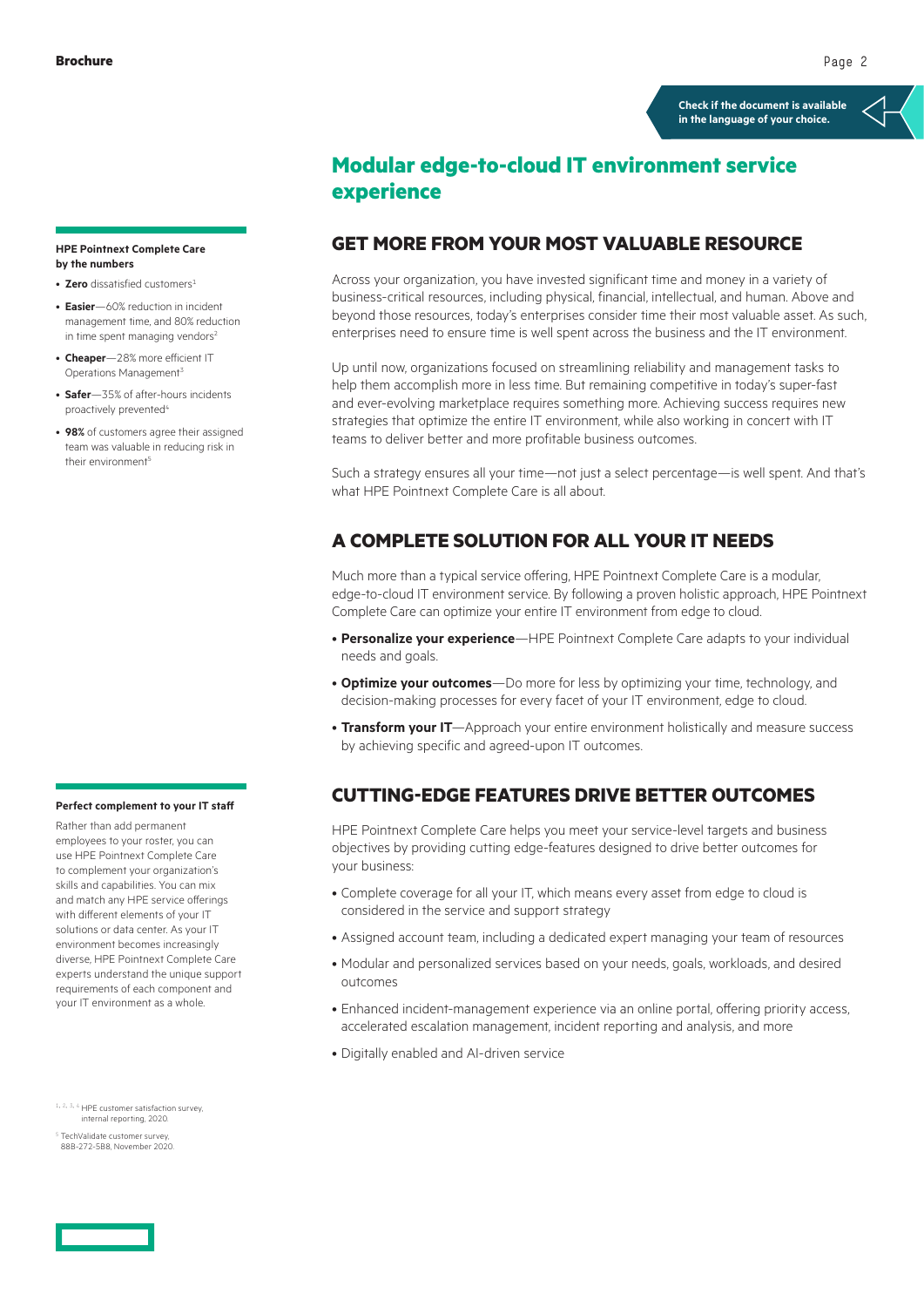Check if the document is available in the language of your choice.

# Modular edge-to-cloud IT environment service experience

## GET MORE FROM YOUR MOST VALUABLE RESOURCE

Across your organization, you have invested significant time and money in a variety of business-critical resources, including physical, financial, intellectual, and human. Above and beyond those resources, today's enterprises consider time their most valuable asset. As such, enterprises need to ensure time is well spent across the business and the IT environment.

Up until now, organizations focused on streamlining reliability and management tasks to help them accomplish more in less time. But remaining competitive in today's super-fast and ever-evolving marketplace requires something more. Achieving success requires new strategies that optimize the entire IT environment, while also working in concert with IT teams to deliver better and more profitable business outcomes.

Such a strategy ensures all your time—not just a select percentage—is well spent. And that's what HPE Pointnext Complete Care is all about.

## A COMPLETE SOLUTION FOR ALL YOUR IT NEEDS

Much more than a typical service offering, HPE Pointnext Complete Care is a modular, edge-to-cloud IT environment service. By following a proven holistic approach, HPE Pointnext Complete Care can optimize your entire IT environment from edge to cloud.

- **Personalize your experience**—HPE Pointnext Complete Care adapts to your individual needs and goals.
- **Optimize your outcomes**—Do more for less by optimizing your time, technology, and decision-making processes for every facet of your IT environment, edge to cloud.
- **Transform your IT**—Approach your entire environment holistically and measure success by achieving specific and agreed-upon IT outcomes.

## CUTTING-EDGE FEATURES DRIVE BETTER OUTCOMES

HPE Pointnext Complete Care helps you meet your service-level targets and business objectives by providing cutting edge-features designed to drive better outcomes for your business:

- Complete coverage for all your IT, which means every asset from edge to cloud is considered in the service and support strategy
- Assigned account team, including a dedicated expert managing your team of resources
- Modular and personalized services based on your needs, goals, workloads, and desired outcomes
- Enhanced incident-management experience via an online portal, offering priority access, accelerated escalation management, incident reporting and analysis, and more
- Digitally enabled and AI-driven service

**HPE Pointnext Complete Care by the numbers**

- **Zero** dissatisfied customers[1]
- **Easier**—60% reduction in incident management time, and 80% reduction in time spent managing vendors[2]
- **Cheaper**—28% more efficient IT Operations Management[3]
- **Safer**—35% of after-hours incidents proactively prevented[4]
- **98%** of customers agree their assigned team was valuable in reducing risk in their environment[5]

**Perfect complement to your IT staff**

Rather than add permanent employees to your roster, you can use HPE Pointnext Complete Care to complement your organization's skills and capabilities. You can mix and match any HPE service offerings with different elements of your IT solutions or data center. As your IT environment becomes increasingly diverse, HPE Pointnext Complete Care experts understand the unique support requirements of each component and your IT environment as a whole.

[1, 2, 3, 4] HPE customer satisfaction survey, internal reporting, 2020.

[5] TechValidate customer survey, 888-272-5B8, November 2020.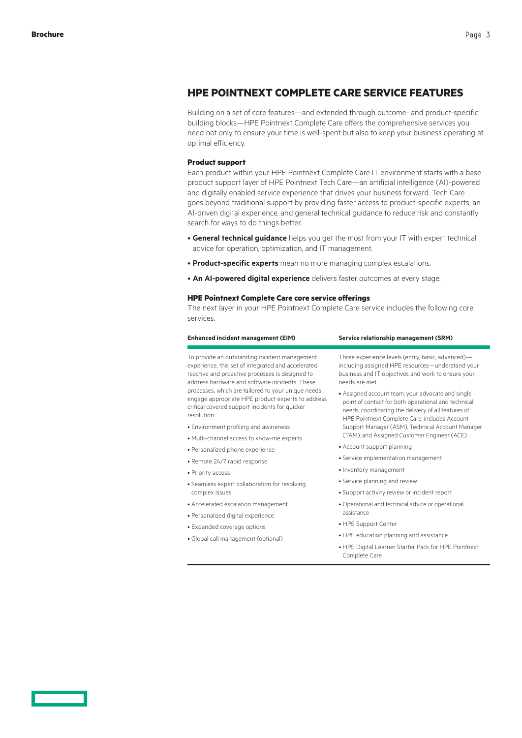## HPE POINTNEXT COMPLETE CARE SERVICE FEATURES

Building on a set of core features—and extended through outcome- and product-specific building blocks—HPE Pointnext Complete Care offers the comprehensive services you need not only to ensure your time is well-spent but also to keep your business operating at optimal efficiency.

### Product support

Each product within your HPE Pointnext Complete Care IT environment starts with a base product support layer of HPE Pointnext Tech Care—an artificial intelligence (AI)-powered and digitally enabled service experience that drives your business forward. Tech Care goes beyond traditional support by providing faster access to product-specific experts, an AI-driven digital experience, and general technical guidance to reduce risk and constantly search for ways to do things better.

- **General technical guidance** helps you get the most from your IT with expert technical advice for operation, optimization, and IT management.
- **Product-specific experts** mean no more managing complex escalations.
- **An AI-powered digital experience** delivers faster outcomes at every stage.

### HPE Pointnext Complete Care core service offerings

The next layer in your HPE Pointnext Complete Care service includes the following core services.

| Enhanced incident management (EIM) | Service relationship management (SRM) |
|---|---|
| To provide an outstanding incident management experience, this set of integrated and accelerated reactive and proactive processes is designed to address hardware and software incidents. These processes, which are tailored to your unique needs, engage appropriate HPE product experts to address critical covered support incidents for quicker resolution.<br><br>• Environment profiling and awareness<br>• Multi-channel access to know-me experts<br>• Personalized phone experience<br>• Remote 24/7 rapid response<br>• Priority access<br>• Seamless expert collaboration for resolving complex issues<br>• Accelerated escalation management<br>• Personalized digital experience<br>• Expanded coverage options<br>• Global call management (optional) | Three experience levels (entry, basic, advanced)—including assigned HPE resources—understand your business and IT objectives and work to ensure your needs are met.<br><br>• Assigned account team; your advocate and single point of contact for both operational and technical needs, coordinating the delivery of all features of HPE Pointnext Complete Care; includes Account Support Manager (ASM), Technical Account Manager (TAM), and Assigned Customer Engineer (ACE)<br>• Account support planning<br>• Service implementation management<br>• Inventory management<br>• Service planning and review<br>• Support activity review or incident report<br>• Operational and technical advice or operational assistance<br>• HPE Support Center<br>• HPE education planning and assistance<br>• HPE Digital Learner Starter Pack for HPE Pointnext Complete Care |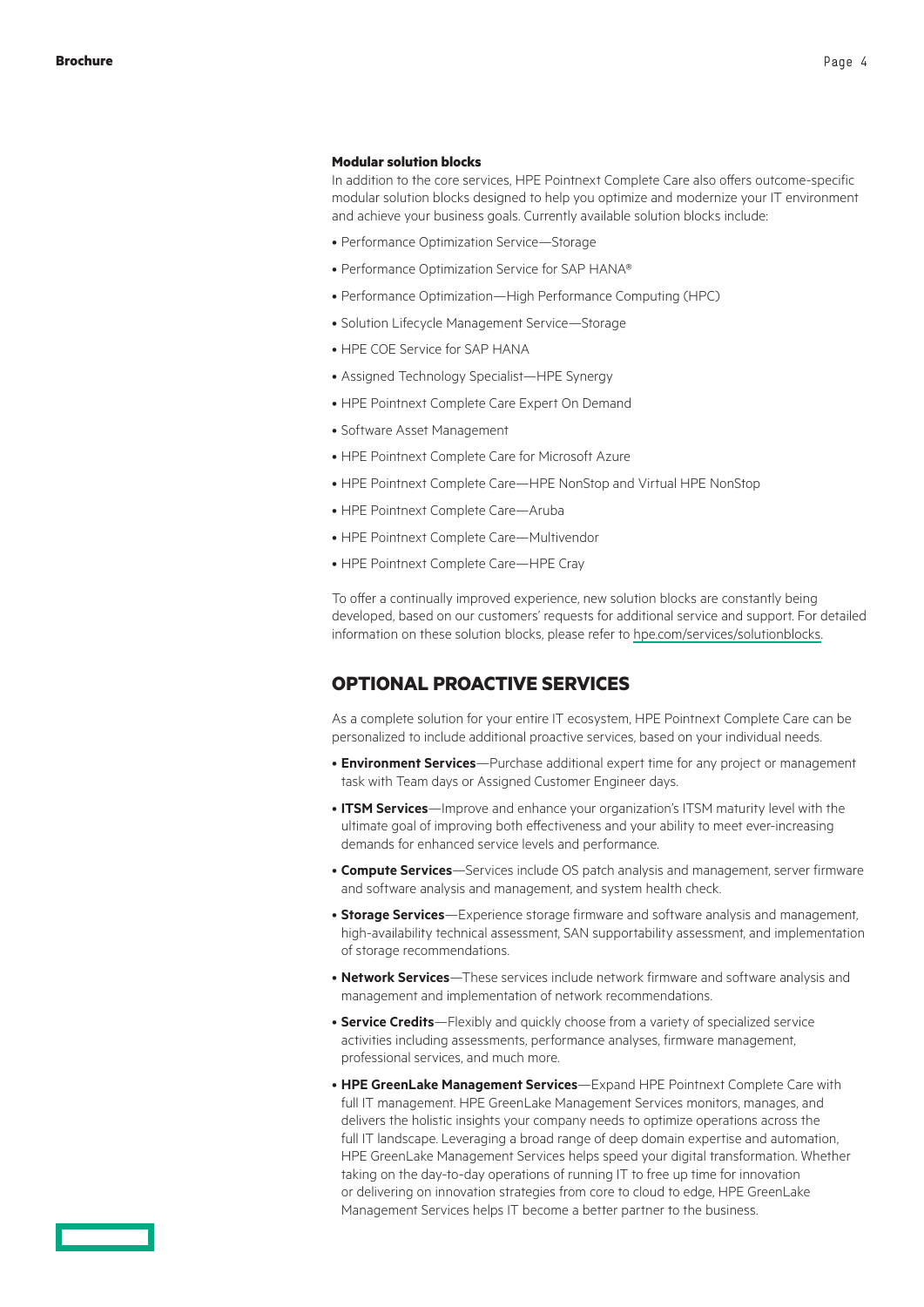### Modular solution blocks

In addition to the core services, HPE Pointnext Complete Care also offers outcome-specific modular solution blocks designed to help you optimize and modernize your IT environment and achieve your business goals. Currently available solution blocks include:

- Performance Optimization Service—Storage
- Performance Optimization Service for SAP HANA®
- Performance Optimization—High Performance Computing (HPC)
- Solution Lifecycle Management Service—Storage
- HPE COE Service for SAP HANA
- Assigned Technology Specialist—HPE Synergy
- HPE Pointnext Complete Care Expert On Demand
- Software Asset Management
- HPE Pointnext Complete Care for Microsoft Azure
- HPE Pointnext Complete Care—HPE NonStop and Virtual HPE NonStop
- HPE Pointnext Complete Care—Aruba
- HPE Pointnext Complete Care—Multivendor
- HPE Pointnext Complete Care—HPE Cray

To offer a continually improved experience, new solution blocks are constantly being developed, based on our customers' requests for additional service and support. For detailed information on these solution blocks, please refer to hpe.com/services/solutionblocks.

## OPTIONAL PROACTIVE SERVICES

As a complete solution for your entire IT ecosystem, HPE Pointnext Complete Care can be personalized to include additional proactive services, based on your individual needs.

- **Environment Services**—Purchase additional expert time for any project or management task with Team days or Assigned Customer Engineer days.
- **ITSM Services**—Improve and enhance your organization's ITSM maturity level with the ultimate goal of improving both effectiveness and your ability to meet ever-increasing demands for enhanced service levels and performance.
- **Compute Services**—Services include OS patch analysis and management, server firmware and software analysis and management, and system health check.
- **Storage Services**—Experience storage firmware and software analysis and management, high-availability technical assessment, SAN supportability assessment, and implementation of storage recommendations.
- **Network Services**—These services include network firmware and software analysis and management and implementation of network recommendations.
- **Service Credits**—Flexibly and quickly choose from a variety of specialized service activities including assessments, performance analyses, firmware management, professional services, and much more.
- **HPE GreenLake Management Services**—Expand HPE Pointnext Complete Care with full IT management. HPE GreenLake Management Services monitors, manages, and delivers the holistic insights your company needs to optimize operations across the full IT landscape. Leveraging a broad range of deep domain expertise and automation, HPE GreenLake Management Services helps speed your digital transformation. Whether taking on the day-to-day operations of running IT to free up time for innovation or delivering on innovation strategies from core to cloud to edge, HPE GreenLake Management Services helps IT become a better partner to the business.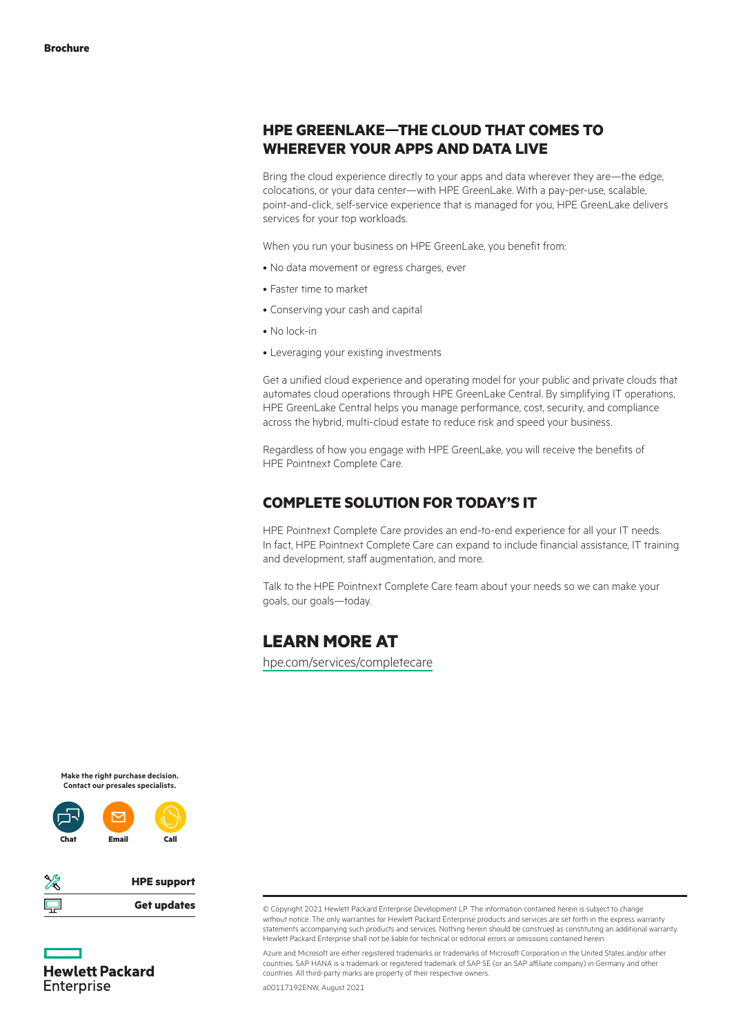## HPE GREENLAKE—THE CLOUD THAT COMES TO WHEREVER YOUR APPS AND DATA LIVE

Bring the cloud experience directly to your apps and data wherever they are—the edge, colocations, or your data center—with HPE GreenLake. With a pay-per-use, scalable, point-and-click, self-service experience that is managed for you, HPE GreenLake delivers services for your top workloads.

When you run your business on HPE GreenLake, you benefit from:

- No data movement or egress charges, ever
- Faster time to market
- Conserving your cash and capital
- No lock-in
- Leveraging your existing investments

Get a unified cloud experience and operating model for your public and private clouds that automates cloud operations through HPE GreenLake Central. By simplifying IT operations, HPE GreenLake Central helps you manage performance, cost, security, and compliance across the hybrid, multi-cloud estate to reduce risk and speed your business.

Regardless of how you engage with HPE GreenLake, you will receive the benefits of HPE Pointnext Complete Care.

## COMPLETE SOLUTION FOR TODAY'S IT

HPE Pointnext Complete Care provides an end-to-end experience for all your IT needs. In fact, HPE Pointnext Complete Care can expand to include financial assistance, IT training and development, staff augmentation, and more.

Talk to the HPE Pointnext Complete Care team about your needs so we can make your goals, our goals—today.

## LEARN MORE AT

hpe.com/services/completecare

**Make the right purchase decision. Contact our presales specialists.**

Chat Email Call

**HPE support**

**Get updates**

Hewlett Packard Enterprise

© Copyright 2021 Hewlett Packard Enterprise Development LP. The information contained herein is subject to change without notice. The only warranties for Hewlett Packard Enterprise products and services are set forth in the express warranty statements accompanying such products and services. Nothing herein should be construed as constituting an additional warranty. Hewlett Packard Enterprise shall not be liable for technical or editorial errors or omissions contained herein.

Azure and Microsoft are either registered trademarks or trademarks of Microsoft Corporation in the United States and/or other countries. SAP HANA is a trademark or registered trademark of SAP SE (or an SAP affiliate company) in Germany and other countries. All third-party marks are property of their respective owners.

a00117192ENW, August 2021